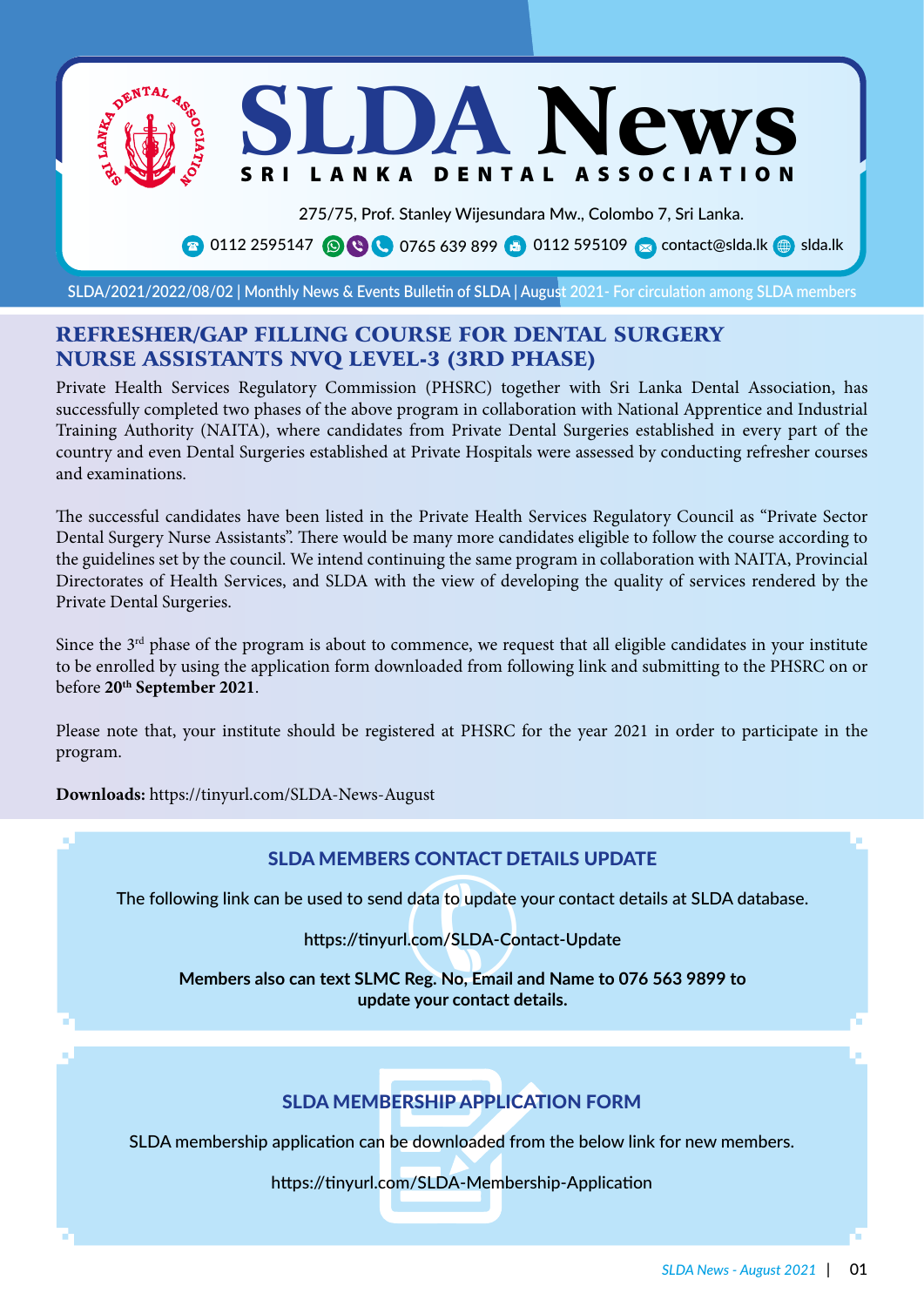# SLDA News

**SRI LANKA DENTAL ASSOCIATION**

275/75, Prof. Stanley Wijesundara Mw., Colombo 7, Sri Lanka.

0112 2595147 | 0765 639 899 | 0112 595109 | contact@slda.lk | slda.lk

SLDA/2021/2022/08/02 | Monthly News & Events Bulletin of SLDA | August 2021 - For circulation among SLDA members

## REFRESHER/GAP FILLING COURSE FOR DENTAL SURGERY NURSE ASSISTANTS NVQ LEVEL-3 (3RD PHASE)

Private Health Services Regulatory Commission (PHSRC) together with Sri Lanka Dental Association, has successfully completed two phases of the above program in collaboration with National Apprentice and Industrial Training Authority (NAITA), where candidates from Private Dental Surgeries established in every part of the country and even Dental Surgeries established at Private Hospitals were assessed by conducting refresher courses and examinations.

The successful candidates have been listed in the Private Health Services Regulatory Council as "Private Sector Dental Surgery Nurse Assistants". There would be many more candidates eligible to follow the course according to the guidelines set by the council. We intend continuing the same program in collaboration with NAITA, Provincial Directorates of Health Services, and SLDA with the view of developing the quality of services rendered by the Private Dental Surgeries.

Since the 3rd phase of the program is about to commence, we request that all eligible candidates in your institute to be enrolled by using the application form downloaded from following link and submitting to the PHSRC on or before **20th September 2021**.

Please note that, your institute should be registered at PHSRC for the year 2021 in order to participate in the program.

**Downloads:** https://tinyurl.com/SLDA-News-August

### SLDA MEMBERS CONTACT DETAILS UPDATE

The following link can be used to send data to update your contact details at SLDA database.

https://tinyurl.com/SLDA-Contact-Update

**Members also can text SLMC Reg. No, Email and Name to 076 563 9899 to update your contact details.**

### SLDA MEMBERSHIP APPLICATION FORM

SLDA membership application can be downloaded from the below link for new members.

https://tinyurl.com/SLDA-Membership-Application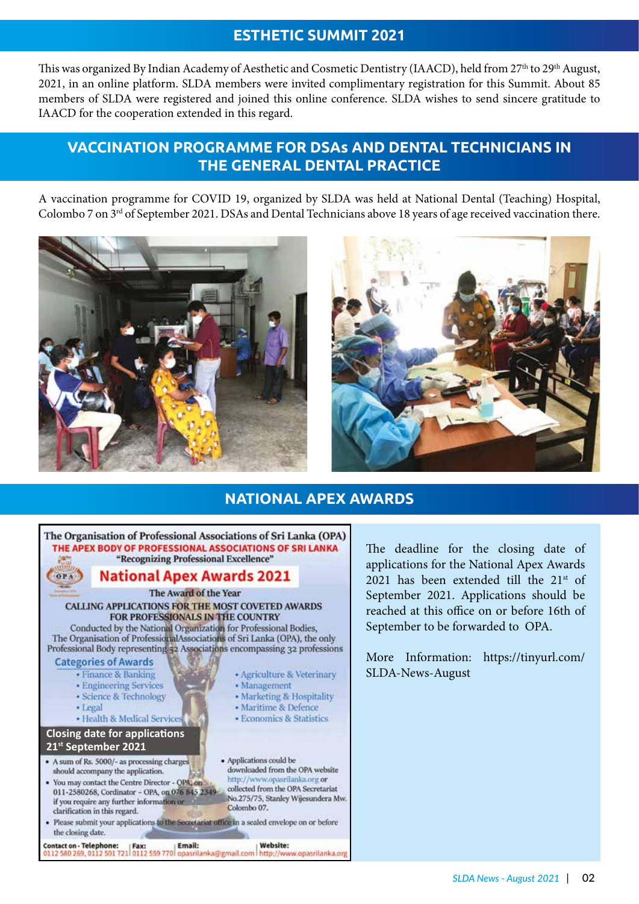## ESTHETIC SUMMIT 2021

This was organized By Indian Academy of Aesthetic and Cosmetic Dentistry (IAACD), held from 27th to 29th August, 2021, in an online platform. SLDA members were invited complimentary registration for this Summit. About 85 members of SLDA were registered and joined this online conference. SLDA wishes to send sincere gratitude to IAACD for the cooperation extended in this regard.

## VACCINATION PROGRAMME FOR DSAs AND DENTAL TECHNICIANS IN THE GENERAL DENTAL PRACTICE

A vaccination programme for COVID 19, organized by SLDA was held at National Dental (Teaching) Hospital, Colombo 7 on 3rd of September 2021. DSAs and Dental Technicians above 18 years of age received vaccination there.

## NATIONAL APEX AWARDS

**The Organisation of Professional Associations of Sri Lanka (OPA)**

**THE APEX BODY OF PROFESSIONAL ASSOCIATIONS OF SRI LANKA**

"Recognizing Professional Excellence"

**National Apex Awards 2021**

The Award of the Year

CALLING APPLICATIONS FOR THE MOST COVETED AWARDS FOR PROFESSIONALS IN THE COUNTRY

Conducted by the National Organization for Professional Bodies, The Organisation of Professional Associations of Sri Lanka (OPA), the only Professional Body representing 52 Associations encompassing 32 professions

**Categories of Awards**

- Finance & Banking
- Engineering Services
- Science & Technology
- Legal
- Health & Medical Services
- Agriculture & Veterinary
- Management
- Marketing & Hospitality
- Maritime & Defence
- Economics & Statistics

**Closing date for applications 21st September 2021**

- A sum of Rs. 5000/- as processing charges should accompany the application.
- You may contact the Centre Director - OPA, on 011-2580268, Cordinator - OPA, on 076 845 2349 if you require any further information or clarification in this regard.
- Applications could be downloaded from the OPA website http://www.opasrilanka.org or collected from the OPA Secretariat No.275/75, Stanley Wijesundera Mw. Colombo 07.
- Please submit your applications to the Secretariat office in a sealed envelope on or before the closing date.

Contact on - Telephone: 0112 580 269, 0112 501 721 | Fax: 0112 559 770 | Email: opasrilanka@gmail.com | Website: http://www.opasrilanka.org

The deadline for the closing date of applications for the National Apex Awards 2021 has been extended till the 21st of September 2021. Applications should be reached at this office on or before 16th of September to be forwarded to OPA.

More Information: https://tinyurl.com/SLDA-News-August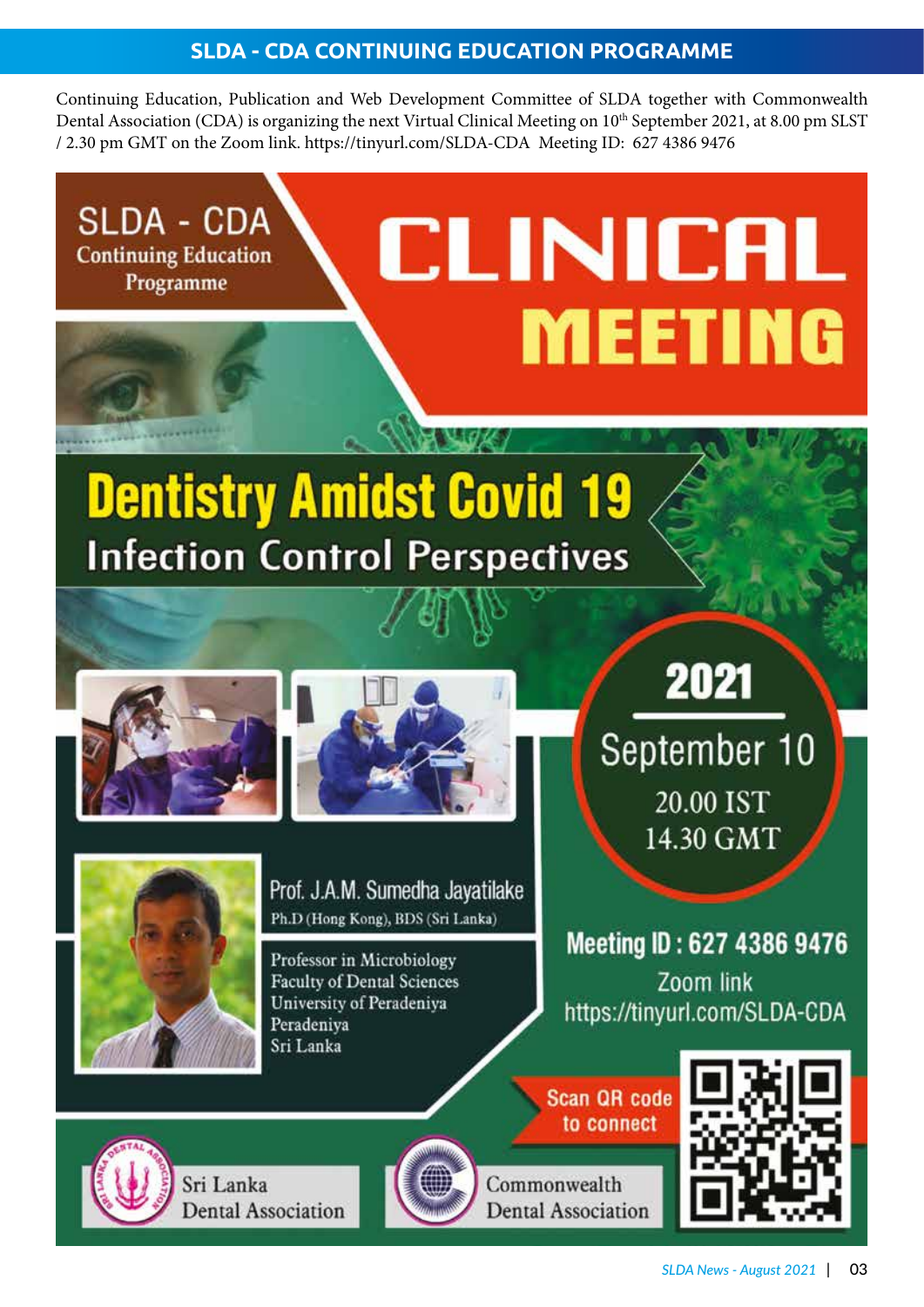## SLDA - CDA CONTINUING EDUCATION PROGRAMME

Continuing Education, Publication and Web Development Committee of SLDA together with Commonwealth Dental Association (CDA) is organizing the next Virtual Clinical Meeting on 10th September 2021, at 8.00 pm SLST / 2.30 pm GMT on the Zoom link. https://tinyurl.com/SLDA-CDA Meeting ID: 627 4386 9476

SLDA - CDA
Continuing Education Programme

# CLINICAL MEETING

## Dentistry Amidst Covid 19

### Infection Control Perspectives

**2021**
September 10
20.00 IST
14.30 GMT

**Prof. J.A.M. Sumedha Jayatilake**
Ph.D (Hong Kong), BDS (Sri Lanka)

Professor in Microbiology
Faculty of Dental Sciences
University of Peradeniya
Peradeniya
Sri Lanka

**Meeting ID : 627 4386 9476**
Zoom link
https://tinyurl.com/SLDA-CDA

Scan QR code to connect

Sri Lanka Dental Association

Commonwealth Dental Association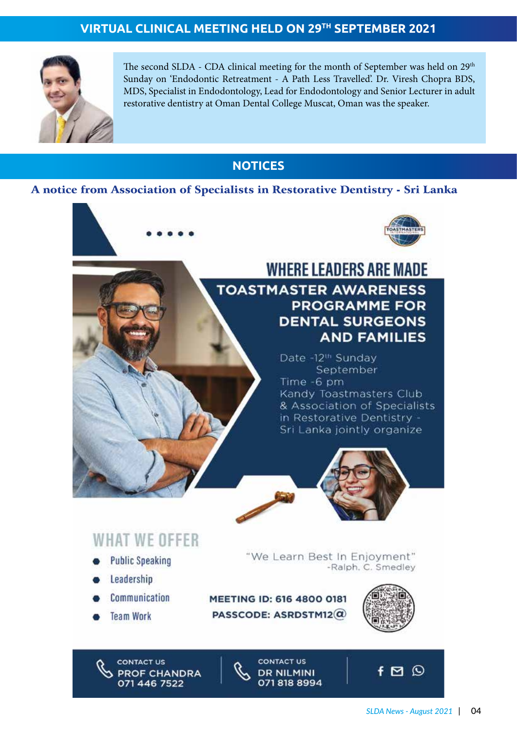## VIRTUAL CLINICAL MEETING HELD ON 29TH SEPTEMBER 2021

The second SLDA - CDA clinical meeting for the month of September was held on 29th Sunday on 'Endodontic Retreatment - A Path Less Travelled'. Dr. Viresh Chopra BDS, MDS, Specialist in Endodontology, Lead for Endodontology and Senior Lecturer in adult restorative dentistry at Oman Dental College Muscat, Oman was the speaker.

## NOTICES

### A notice from Association of Specialists in Restorative Dentistry - Sri Lanka

# WHERE LEADERS ARE MADE

## TOASTMASTER AWARENESS PROGRAMME FOR DENTAL SURGEONS AND FAMILIES

Date -12th Sunday September
Time -6 pm
Kandy Toastmasters Club & Association of Specialists in Restorative Dentistry - Sri Lanka jointly organize

### WHAT WE OFFER

- Public Speaking
- Leadership
- Communication
- Team Work

"We Learn Best In Enjoyment"
-Ralph. C. Smedley

**MEETING ID: 616 4800 0181**
**PASSCODE: ASRDSTM12@**

CONTACT US
PROF CHANDRA
071 446 7522

CONTACT US
DR NILMINI
071 818 8994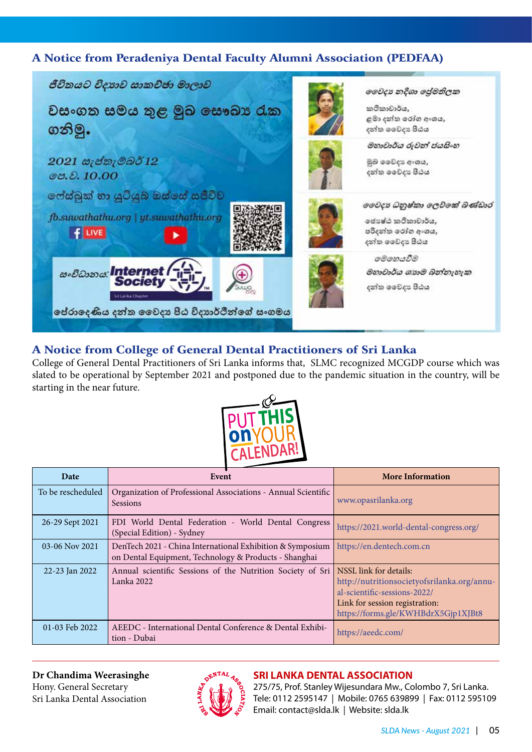## A Notice from Peradeniya Dental Faculty Alumni Association (PEDFAA)

ජීවිතයට විද්‍යාව සාකච්ඡා මාලාව

වසංගත සමය තුළ මුඛ සෞඛ්‍ය රැක ගනිමු.

2021 සැප්තැම්බර් 12
පෙ.ව. 10.00

ෆේස්බුක් හා යූටියුබ් ඔස්සේ සජීවීව

fb.suwathathu.org | yt.suwathathu.org

LIVE

සංවිධානය: Internet Society Sri Lanka Chapter

පේරාදෙණිය දන්ත වෛද්‍ය පීඨ විද්‍යාර්ථීන්ගේ සංගමය

වෛද්‍ය නදීශා ප්‍රේමතිලක
කථිකාචාර්ය,
ළමා දන්ත රෝග අංශය,
දන්ත වෛද්‍ය පීඨය

මහාචාර්ය රුවන් ජයසිංහ
මුඛ වෛද්‍ය අංශය,
දන්ත වෛද්‍ය පීඨය

වෛද්‍ය ධනුෂ්කා ලෙව්කේ බණ්ඩාර
ජ්‍යෙෂ්ඨ කථිකාචාර්ය,
පරිදන්ත රෝග අංශය,
දන්ත වෛද්‍ය පීඨය

මෙහෙයවීම
මහාචාර්ය ශාන්ත බන්නැහැක
දන්ත වෛද්‍ය පීඨය

## A Notice from College of General Dental Practitioners of Sri Lanka

College of General Dental Practitioners of Sri Lanka informs that, SLMC recognized MCGDP course which was slated to be operational by September 2021 and postponed due to the pandemic situation in the country, will be starting in the near future.

PUT THIS on YOUR CALENDAR!

| Date | Event | More Information |
|---|---|---|
| To be rescheduled | Organization of Professional Associations - Annual Scientific Sessions | www.opasrilanka.org |
| 26-29 Sept 2021 | FDI World Dental Federation - World Dental Congress (Special Edition) - Sydney | https://2021.world-dental-congress.org/ |
| 03-06 Nov 2021 | DenTech 2021 - China International Exhibition & Symposium on Dental Equipment, Technology & Products - Shanghai | https://en.dentech.com.cn |
| 22-23 Jan 2022 | Annual scientific Sessions of the Nutrition Society of Sri Lanka 2022 | NSSL link for details: http://nutritionsocietyofsrilanka.org/annual-scientific-sessions-2022/ Link for session registration: https://forms.gle/KWHBdrX5Gjp1XJBt8 |
| 01-03 Feb 2022 | AEEDC - International Dental Conference & Dental Exhibition - Dubai | https://aeedc.com/ |

**Dr Chandima Weerasinghe**
Hony. General Secretary
Sri Lanka Dental Association

**SRI LANKA DENTAL ASSOCIATION**
275/75, Prof. Stanley Wijesundara Mw., Colombo 7, Sri Lanka.
Tele: 0112 2595147 | Mobile: 0765 639899 | Fax: 0112 595109
Email: contact@slda.lk | Website: slda.lk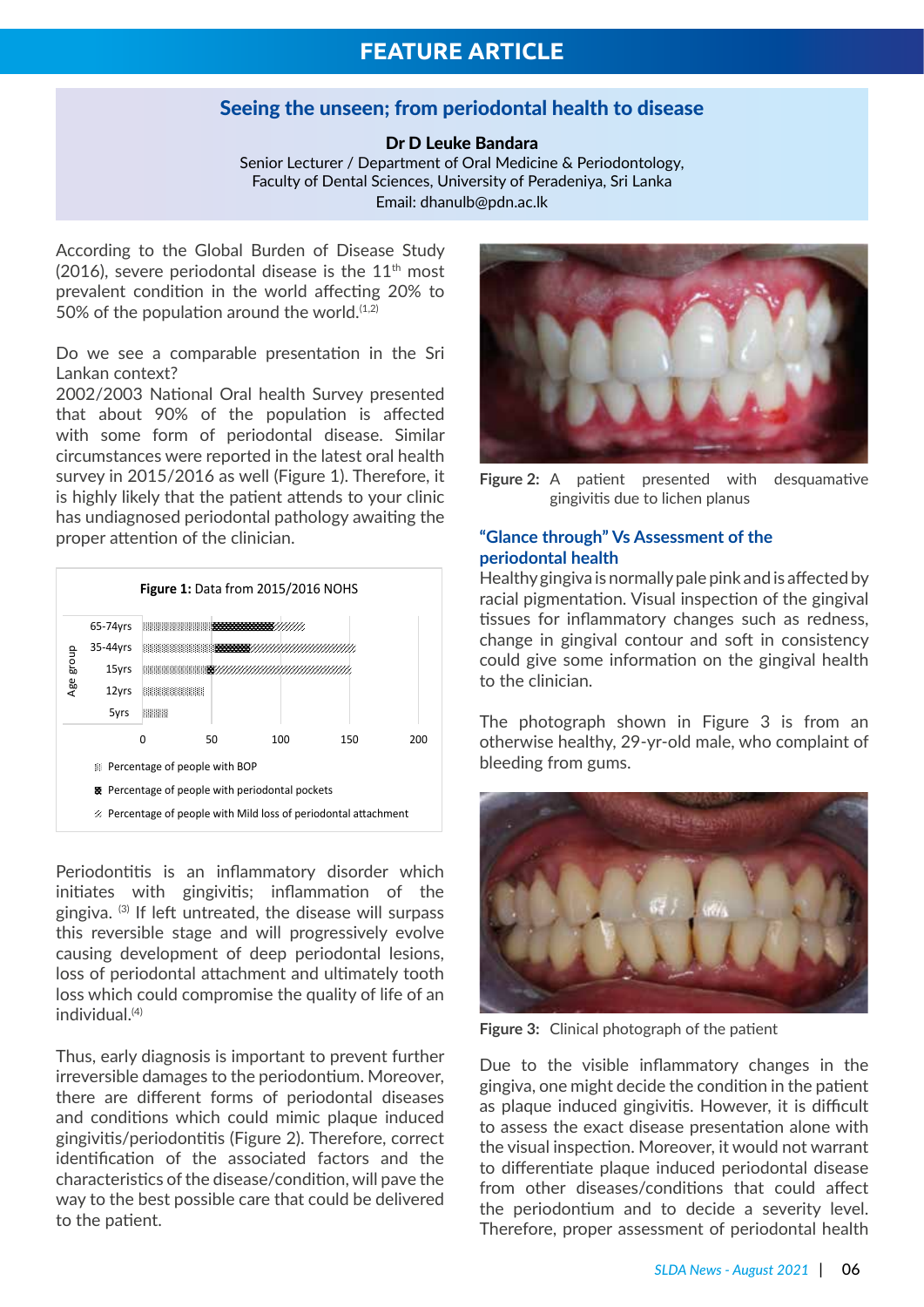FEATURE ARTICLE

# Seeing the unseen; from periodontal health to disease

**Dr D Leuke Bandara**
Senior Lecturer / Department of Oral Medicine & Periodontology,
Faculty of Dental Sciences, University of Peradeniya, Sri Lanka
Email: dhanulb@pdn.ac.lk

According to the Global Burden of Disease Study (2016), severe periodontal disease is the 11th most prevalent condition in the world affecting 20% to 50% of the population around the world.[1,2]

Do we see a comparable presentation in the Sri Lankan context?
2002/2003 National Oral health Survey presented that about 90% of the population is affected with some form of periodontal disease. Similar circumstances were reported in the latest oral health survey in 2015/2016 as well (Figure 1). Therefore, it is highly likely that the patient attends to your clinic has undiagnosed periodontal pathology awaiting the proper attention of the clinician.

**Figure 1:** Data from 2015/2016 NOHS

Age group: 65-74yrs, 35-44yrs, 15yrs, 12yrs, 5yrs (x-axis: 0, 50, 100, 150, 200)

- Percentage of people with BOP
- Percentage of people with periodontal pockets
- Percentage of people with Mild loss of periodontal attachment

Periodontitis is an inflammatory disorder which initiates with gingivitis; inflammation of the gingiva. [3] If left untreated, the disease will surpass this reversible stage and will progressively evolve causing development of deep periodontal lesions, loss of periodontal attachment and ultimately tooth loss which could compromise the quality of life of an individual.[4]

Thus, early diagnosis is important to prevent further irreversible damages to the periodontium. Moreover, there are different forms of periodontal diseases and conditions which could mimic plaque induced gingivitis/periodontitis (Figure 2). Therefore, correct identification of the associated factors and the characteristics of the disease/condition, will pave the way to the best possible care that could be delivered to the patient.

**Figure 2:** A patient presented with desquamative gingivitis due to lichen planus

## "Glance through" Vs Assessment of the periodontal health

Healthy gingiva is normally pale pink and is affected by racial pigmentation. Visual inspection of the gingival tissues for inflammatory changes such as redness, change in gingival contour and soft in consistency could give some information on the gingival health to the clinician.

The photograph shown in Figure 3 is from an otherwise healthy, 29-yr-old male, who complaint of bleeding from gums.

**Figure 3:** Clinical photograph of the patient

Due to the visible inflammatory changes in the gingiva, one might decide the condition in the patient as plaque induced gingivitis. However, it is difficult to assess the exact disease presentation alone with the visual inspection. Moreover, it would not warrant to differentiate plaque induced periodontal disease from other diseases/conditions that could affect the periodontium and to decide a severity level. Therefore, proper assessment of periodontal health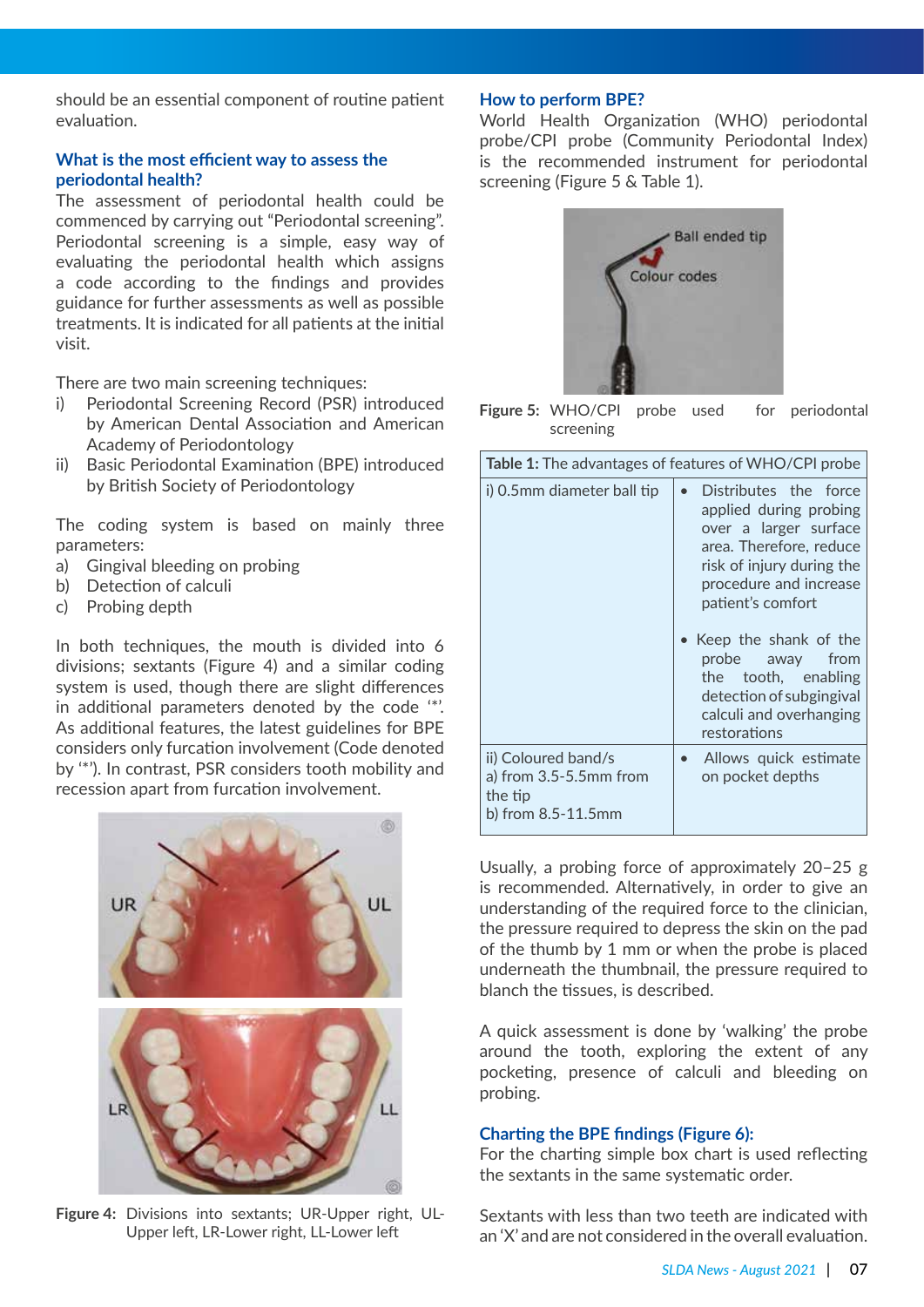should be an essential component of routine patient evaluation.

### What is the most efficient way to assess the periodontal health?

The assessment of periodontal health could be commenced by carrying out "Periodontal screening". Periodontal screening is a simple, easy way of evaluating the periodontal health which assigns a code according to the findings and provides guidance for further assessments as well as possible treatments. It is indicated for all patients at the initial visit.

There are two main screening techniques:

i) Periodontal Screening Record (PSR) introduced by American Dental Association and American Academy of Periodontology
ii) Basic Periodontal Examination (BPE) introduced by British Society of Periodontology

The coding system is based on mainly three parameters:

a) Gingival bleeding on probing
b) Detection of calculi
c) Probing depth

In both techniques, the mouth is divided into 6 divisions; sextants (Figure 4) and a similar coding system is used, though there are slight differences in additional parameters denoted by the code '*'. As additional features, the latest guidelines for BPE considers only furcation involvement (Code denoted by '*'). In contrast, PSR considers tooth mobility and recession apart from furcation involvement.

**Figure 4:** Divisions into sextants; UR-Upper right, UL-Upper left, LR-Lower right, LL-Lower left

### How to perform BPE?

World Health Organization (WHO) periodontal probe/CPI probe (Community Periodontal Index) is the recommended instrument for periodontal screening (Figure 5 & Table 1).

**Figure 5:** WHO/CPI probe used for periodontal screening

| **Table 1:** The advantages of features of WHO/CPI probe | |
|---|---|
| i) 0.5mm diameter ball tip | • Distributes the force applied during probing over a larger surface area. Therefore, reduce risk of injury during the procedure and increase patient's comfort<br>• Keep the shank of the probe away from the tooth, enabling detection of subgingival calculi and overhanging restorations |
| ii) Coloured band/s<br>a) from 3.5-5.5mm from the tip<br>b) from 8.5-11.5mm | • Allows quick estimate on pocket depths |

Usually, a probing force of approximately 20–25 g is recommended. Alternatively, in order to give an understanding of the required force to the clinician, the pressure required to depress the skin on the pad of the thumb by 1 mm or when the probe is placed underneath the thumbnail, the pressure required to blanch the tissues, is described.

A quick assessment is done by 'walking' the probe around the tooth, exploring the extent of any pocketing, presence of calculi and bleeding on probing.

### Charting the BPE findings (Figure 6):

For the charting simple box chart is used reflecting the sextants in the same systematic order.

Sextants with less than two teeth are indicated with an 'X' and are not considered in the overall evaluation.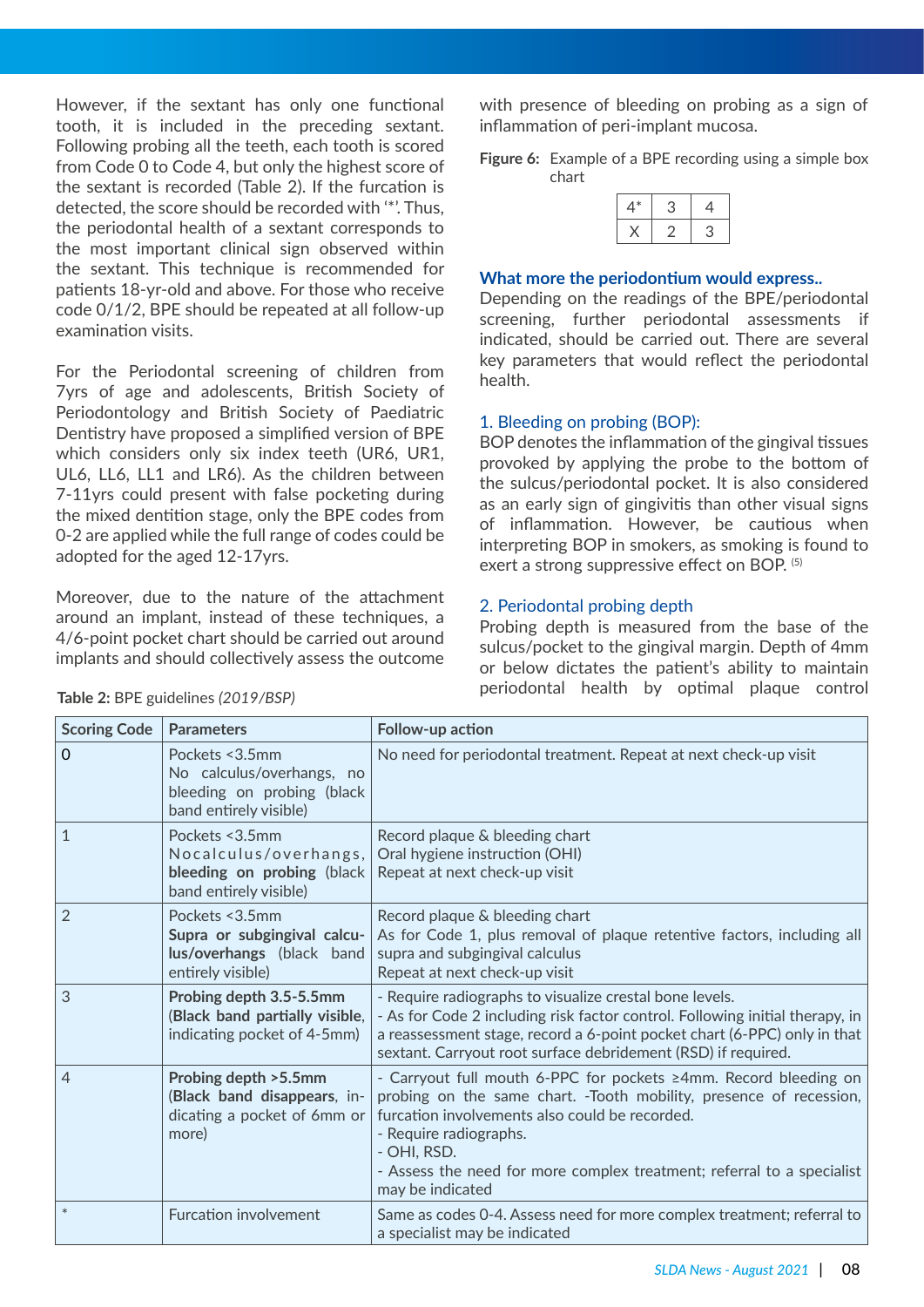However, if the sextant has only one functional tooth, it is included in the preceding sextant. Following probing all the teeth, each tooth is scored from Code 0 to Code 4, but only the highest score of the sextant is recorded (Table 2). If the furcation is detected, the score should be recorded with '*'. Thus, the periodontal health of a sextant corresponds to the most important clinical sign observed within the sextant. This technique is recommended for patients 18-yr-old and above. For those who receive code 0/1/2, BPE should be repeated at all follow-up examination visits.

For the Periodontal screening of children from 7yrs of age and adolescents, British Society of Periodontology and British Society of Paediatric Dentistry have proposed a simplified version of BPE which considers only six index teeth (UR6, UR1, UL6, LL6, LL1 and LR6). As the children between 7-11yrs could present with false pocketing during the mixed dentition stage, only the BPE codes from 0-2 are applied while the full range of codes could be adopted for the aged 12-17yrs.

Moreover, due to the nature of the attachment around an implant, instead of these techniques, a 4/6-point pocket chart should be carried out around implants and should collectively assess the outcome with presence of bleeding on probing as a sign of inflammation of peri-implant mucosa.

**Figure 6:** Example of a BPE recording using a simple box chart

| 4* | 3 | 4 |
|---|---|---|
| X | 2 | 3 |

## What more the periodontium would express..

Depending on the readings of the BPE/periodontal screening, further periodontal assessments if indicated, should be carried out. There are several key parameters that would reflect the periodontal health.

### 1. Bleeding on probing (BOP):

BOP denotes the inflammation of the gingival tissues provoked by applying the probe to the bottom of the sulcus/periodontal pocket. It is also considered as an early sign of gingivitis than other visual signs of inflammation. However, be cautious when interpreting BOP in smokers, as smoking is found to exert a strong suppressive effect on BOP. [5]

### 2. Periodontal probing depth

Probing depth is measured from the base of the sulcus/pocket to the gingival margin. Depth of 4mm or below dictates the patient's ability to maintain periodontal health by optimal plaque control

**Table 2:** BPE guidelines *(2019/BSP)*

| Scoring Code | Parameters | Follow-up action |
|---|---|---|
| 0 | Pockets <3.5mm<br>No calculus/overhangs, no bleeding on probing (black band entirely visible) | No need for periodontal treatment. Repeat at next check-up visit |
| 1 | Pockets <3.5mm<br>No calculus/overhangs, **bleeding on probing** (black band entirely visible) | Record plaque & bleeding chart<br>Oral hygiene instruction (OHI)<br>Repeat at next check-up visit |
| 2 | Pockets <3.5mm<br>**Supra or subgingival calculus/overhangs** (black band entirely visible) | Record plaque & bleeding chart<br>As for Code 1, plus removal of plaque retentive factors, including all supra and subgingival calculus<br>Repeat at next check-up visit |
| 3 | **Probing depth 3.5-5.5mm** (**Black band partially visible**, indicating pocket of 4-5mm) | - Require radiographs to visualize crestal bone levels.<br>- As for Code 2 including risk factor control. Following initial therapy, in a reassessment stage, record a 6-point pocket chart (6-PPC) only in that sextant. Carryout root surface debridement (RSD) if required. |
| 4 | **Probing depth >5.5mm** (**Black band disappears**, indicating a pocket of 6mm or more) | - Carryout full mouth 6-PPC for pockets ≥4mm. Record bleeding on probing on the same chart. -Tooth mobility, presence of recession, furcation involvements also could be recorded.<br>- Require radiographs.<br>- OHI, RSD.<br>- Assess the need for more complex treatment; referral to a specialist may be indicated |
| * | Furcation involvement | Same as codes 0-4. Assess need for more complex treatment; referral to a specialist may be indicated |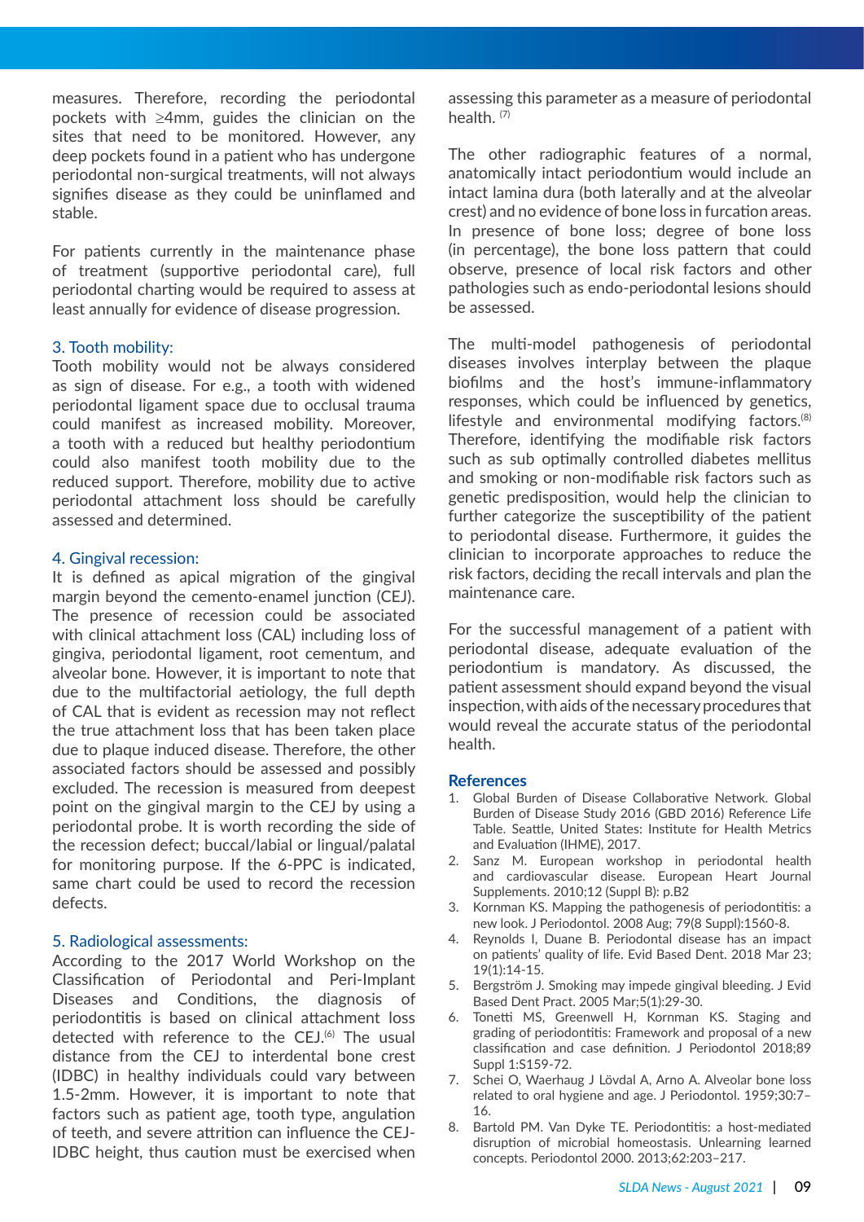measures. Therefore, recording the periodontal pockets with ≥4mm, guides the clinician on the sites that need to be monitored. However, any deep pockets found in a patient who has undergone periodontal non-surgical treatments, will not always signifies disease as they could be uninflamed and stable.

For patients currently in the maintenance phase of treatment (supportive periodontal care), full periodontal charting would be required to assess at least annually for evidence of disease progression.

### 3. Tooth mobility:

Tooth mobility would not be always considered as sign of disease. For e.g., a tooth with widened periodontal ligament space due to occlusal trauma could manifest as increased mobility. Moreover, a tooth with a reduced but healthy periodontium could also manifest tooth mobility due to the reduced support. Therefore, mobility due to active periodontal attachment loss should be carefully assessed and determined.

### 4. Gingival recession:

It is defined as apical migration of the gingival margin beyond the cemento-enamel junction (CEJ). The presence of recession could be associated with clinical attachment loss (CAL) including loss of gingiva, periodontal ligament, root cementum, and alveolar bone. However, it is important to note that due to the multifactorial aetiology, the full depth of CAL that is evident as recession may not reflect the true attachment loss that has been taken place due to plaque induced disease. Therefore, the other associated factors should be assessed and possibly excluded. The recession is measured from deepest point on the gingival margin to the CEJ by using a periodontal probe. It is worth recording the side of the recession defect; buccal/labial or lingual/palatal for monitoring purpose. If the 6-PPC is indicated, same chart could be used to record the recession defects.

### 5. Radiological assessments:

According to the 2017 World Workshop on the Classification of Periodontal and Peri-Implant Diseases and Conditions, the diagnosis of periodontitis is based on clinical attachment loss detected with reference to the CEJ.[6] The usual distance from the CEJ to interdental bone crest (IDBC) in healthy individuals could vary between 1.5-2mm. However, it is important to note that factors such as patient age, tooth type, angulation of teeth, and severe attrition can influence the CEJ-IDBC height, thus caution must be exercised when assessing this parameter as a measure of periodontal health. [7]

The other radiographic features of a normal, anatomically intact periodontium would include an intact lamina dura (both laterally and at the alveolar crest) and no evidence of bone loss in furcation areas. In presence of bone loss; degree of bone loss (in percentage), the bone loss pattern that could observe, presence of local risk factors and other pathologies such as endo-periodontal lesions should be assessed.

The multi-model pathogenesis of periodontal diseases involves interplay between the plaque biofilms and the host's immune-inflammatory responses, which could be influenced by genetics, lifestyle and environmental modifying factors.[8] Therefore, identifying the modifiable risk factors such as sub optimally controlled diabetes mellitus and smoking or non-modifiable risk factors such as genetic predisposition, would help the clinician to further categorize the susceptibility of the patient to periodontal disease. Furthermore, it guides the clinician to incorporate approaches to reduce the risk factors, deciding the recall intervals and plan the maintenance care.

For the successful management of a patient with periodontal disease, adequate evaluation of the periodontium is mandatory. As discussed, the patient assessment should expand beyond the visual inspection, with aids of the necessary procedures that would reveal the accurate status of the periodontal health.

## References

1. Global Burden of Disease Collaborative Network. Global Burden of Disease Study 2016 (GBD 2016) Reference Life Table. Seattle, United States: Institute for Health Metrics and Evaluation (IHME), 2017.
2. Sanz M. European workshop in periodontal health and cardiovascular disease. European Heart Journal Supplements. 2010;12 (Suppl B): p.B2
3. Kornman KS. Mapping the pathogenesis of periodontitis: a new look. J Periodontol. 2008 Aug; 79(8 Suppl):1560-8.
4. Reynolds I, Duane B. Periodontal disease has an impact on patients' quality of life. Evid Based Dent. 2018 Mar 23; 19(1):14-15.
5. Bergström J. Smoking may impede gingival bleeding. J Evid Based Dent Pract. 2005 Mar;5(1):29-30.
6. Tonetti MS, Greenwell H, Kornman KS. Staging and grading of periodontitis: Framework and proposal of a new classification and case definition. J Periodontol 2018;89 Suppl 1:S159-72.
7. Schei O, Waerhaug J Lövdal A, Arno A. Alveolar bone loss related to oral hygiene and age. J Periodontol. 1959;30:7–16.
8. Bartold PM. Van Dyke TE. Periodontitis: a host-mediated disruption of microbial homeostasis. Unlearning learned concepts. Periodontol 2000. 2013;62:203–217.